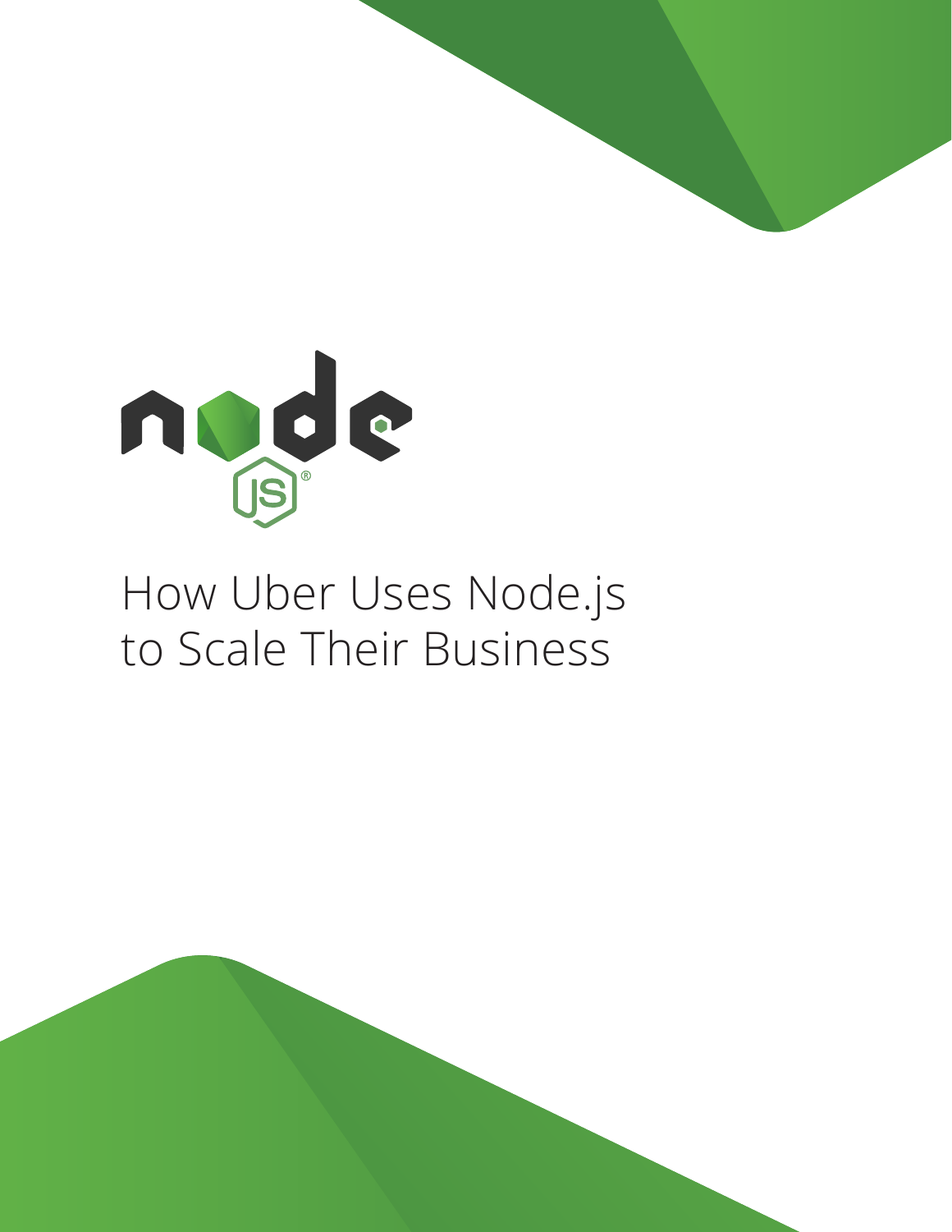# How Uber Uses Node.js to Scale Their Business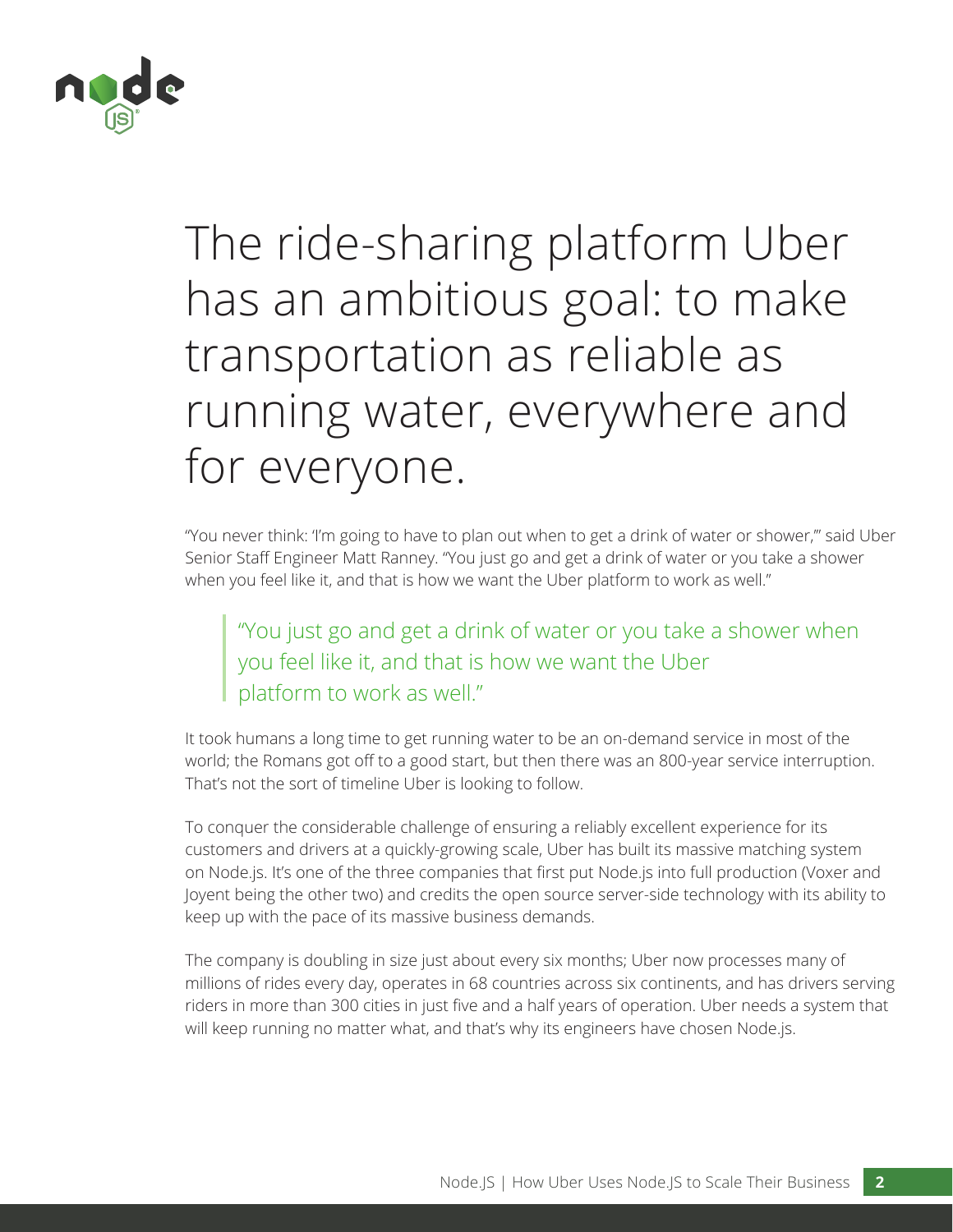# The ride-sharing platform Uber has an ambitious goal: to make transportation as reliable as running water, everywhere and for everyone.

"You never think: 'I'm going to have to plan out when to get a drink of water or shower,'" said Uber Senior Staff Engineer Matt Ranney. "You just go and get a drink of water or you take a shower when you feel like it, and that is how we want the Uber platform to work as well."

> "You just go and get a drink of water or you take a shower when you feel like it, and that is how we want the Uber platform to work as well."

It took humans a long time to get running water to be an on-demand service in most of the world; the Romans got off to a good start, but then there was an 800-year service interruption. That's not the sort of timeline Uber is looking to follow.

To conquer the considerable challenge of ensuring a reliably excellent experience for its customers and drivers at a quickly-growing scale, Uber has built its massive matching system on Node.js. It's one of the three companies that first put Node.js into full production (Voxer and Joyent being the other two) and credits the open source server-side technology with its ability to keep up with the pace of its massive business demands.

The company is doubling in size just about every six months; Uber now processes many of millions of rides every day, operates in 68 countries across six continents, and has drivers serving riders in more than 300 cities in just five and a half years of operation. Uber needs a system that will keep running no matter what, and that's why its engineers have chosen Node.js.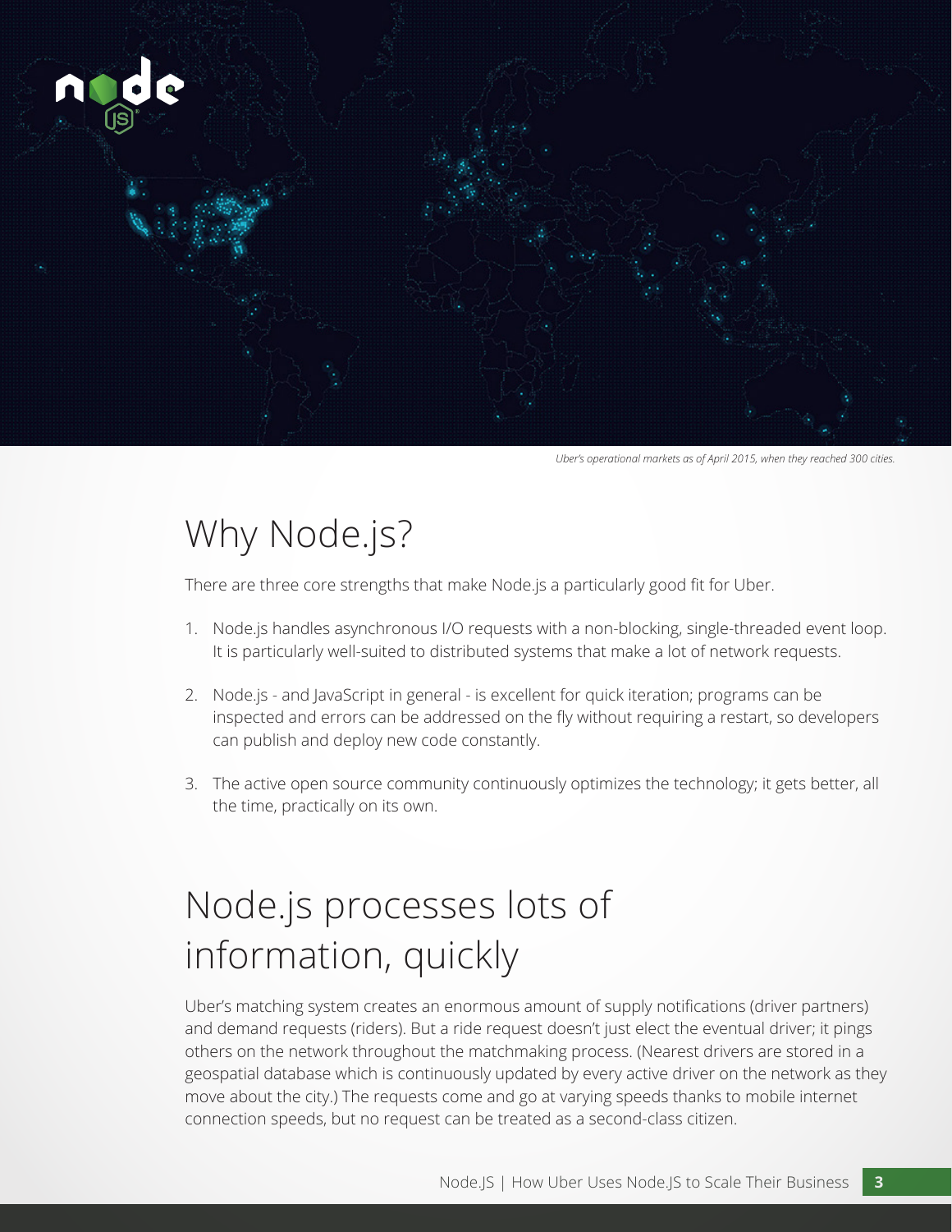*Uber's operational markets as of April 2015, when they reached 300 cities.*

# Why Node.js?

There are three core strengths that make Node.js a particularly good fit for Uber.

1. Node.js handles asynchronous I/O requests with a non-blocking, single-threaded event loop. It is particularly well-suited to distributed systems that make a lot of network requests.

2. Node.js - and JavaScript in general - is excellent for quick iteration; programs can be inspected and errors can be addressed on the fly without requiring a restart, so developers can publish and deploy new code constantly.

3. The active open source community continuously optimizes the technology; it gets better, all the time, practically on its own.

# Node.js processes lots of information, quickly

Uber's matching system creates an enormous amount of supply notifications (driver partners) and demand requests (riders). But a ride request doesn't just elect the eventual driver; it pings others on the network throughout the matchmaking process. (Nearest drivers are stored in a geospatial database which is continuously updated by every active driver on the network as they move about the city.) The requests come and go at varying speeds thanks to mobile internet connection speeds, but no request can be treated as a second-class citizen.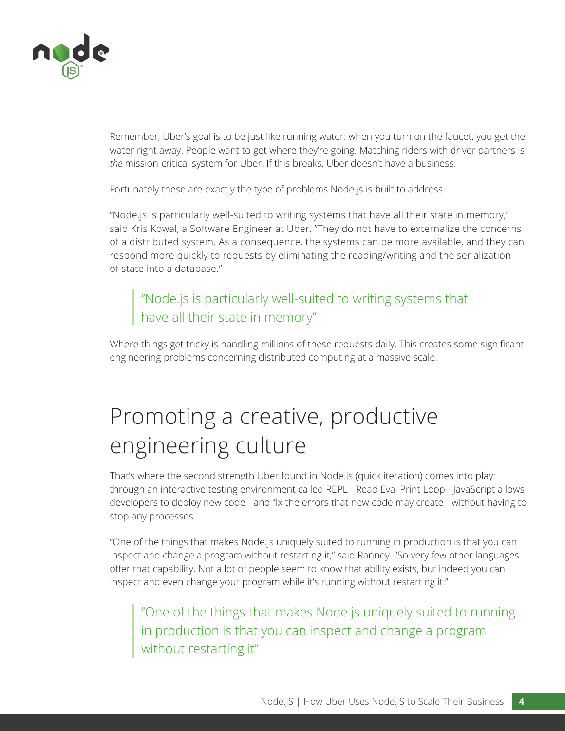Remember, Uber's goal is to be just like running water: when you turn on the faucet, you get the water right away. People want to get where they're going. Matching riders with driver partners is *the* mission-critical system for Uber. If this breaks, Uber doesn't have a business.

Fortunately these are exactly the type of problems Node.js is built to address.

"Node.js is particularly well-suited to writing systems that have all their state in memory," said Kris Kowal, a Software Engineer at Uber. "They do not have to externalize the concerns of a distributed system. As a consequence, the systems can be more available, and they can respond more quickly to requests by eliminating the reading/writing and the serialization of state into a database."

> "Node.js is particularly well-suited to writing systems that have all their state in memory"

Where things get tricky is handling millions of these requests daily. This creates some significant engineering problems concerning distributed computing at a massive scale.

# Promoting a creative, productive engineering culture

That's where the second strength Uber found in Node.js (quick iteration) comes into play: through an interactive testing environment called REPL - Read Eval Print Loop - JavaScript allows developers to deploy new code - and fix the errors that new code may create - without having to stop any processes.

"One of the things that makes Node.js uniquely suited to running in production is that you can inspect and change a program without restarting it," said Ranney. "So very few other languages offer that capability. Not a lot of people seem to know that ability exists, but indeed you can inspect and even change your program while it's running without restarting it."

> "One of the things that makes Node.js uniquely suited to running in production is that you can inspect and change a program without restarting it"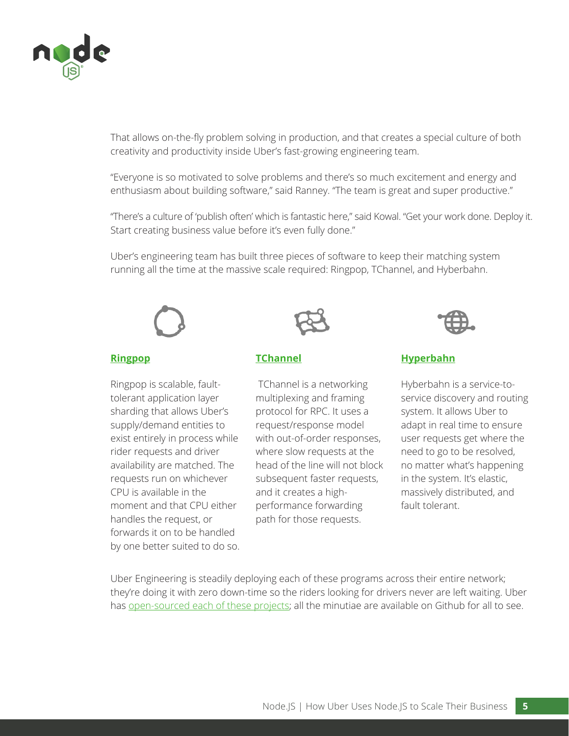That allows on-the-fly problem solving in production, and that creates a special culture of both creativity and productivity inside Uber's fast-growing engineering team.

"Everyone is so motivated to solve problems and there's so much excitement and energy and enthusiasm about building software," said Ranney. "The team is great and super productive."

"There's a culture of 'publish often' which is fantastic here," said Kowal. "Get your work done. Deploy it. Start creating business value before it's even fully done."

Uber's engineering team has built three pieces of software to keep their matching system running all the time at the massive scale required: Ringpop, TChannel, and Hyberbahn.

**Ringpop**

Ringpop is scalable, fault-tolerant application layer sharding that allows Uber's supply/demand entities to exist entirely in process while rider requests and driver availability are matched. The requests run on whichever CPU is available in the moment and that CPU either handles the request, or forwards it on to be handled by one better suited to do so.

**TChannel**

TChannel is a networking multiplexing and framing protocol for RPC. It uses a request/response model with out-of-order responses, where slow requests at the head of the line will not block subsequent faster requests, and it creates a high-performance forwarding path for those requests.

**Hyperbahn**

Hyberbahn is a service-to-service discovery and routing system. It allows Uber to adapt in real time to ensure user requests get where the need to go to be resolved, no matter what's happening in the system. It's elastic, massively distributed, and fault tolerant.

Uber Engineering is steadily deploying each of these programs across their entire network; they're doing it with zero down-time so the riders looking for drivers never are left waiting. Uber has open-sourced each of these projects; all the minutiae are available on Github for all to see.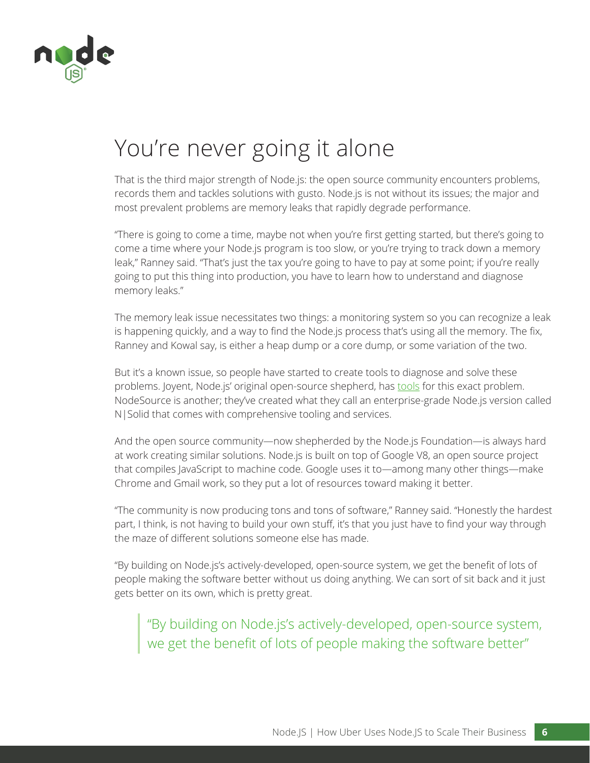# You're never going it alone

That is the third major strength of Node.js: the open source community encounters problems, records them and tackles solutions with gusto. Node.js is not without its issues; the major and most prevalent problems are memory leaks that rapidly degrade performance.

"There is going to come a time, maybe not when you're first getting started, but there's going to come a time where your Node.js program is too slow, or you're trying to track down a memory leak," Ranney said. "That's just the tax you're going to have to pay at some point; if you're really going to put this thing into production, you have to learn how to understand and diagnose memory leaks."

The memory leak issue necessitates two things: a monitoring system so you can recognize a leak is happening quickly, and a way to find the Node.js process that's using all the memory. The fix, Ranney and Kowal say, is either a heap dump or a core dump, or some variation of the two.

But it's a known issue, so people have started to create tools to diagnose and solve these problems. Joyent, Node.js' original open-source shepherd, has tools for this exact problem. NodeSource is another; they've created what they call an enterprise-grade Node.js version called N|Solid that comes with comprehensive tooling and services.

And the open source community—now shepherded by the Node.js Foundation—is always hard at work creating similar solutions. Node.js is built on top of Google V8, an open source project that compiles JavaScript to machine code. Google uses it to—among many other things—make Chrome and Gmail work, so they put a lot of resources toward making it better.

"The community is now producing tons and tons of software," Ranney said. "Honestly the hardest part, I think, is not having to build your own stuff, it's that you just have to find your way through the maze of different solutions someone else has made.

"By building on Node.js's actively-developed, open-source system, we get the benefit of lots of people making the software better without us doing anything. We can sort of sit back and it just gets better on its own, which is pretty great.

> "By building on Node.js's actively-developed, open-source system, we get the benefit of lots of people making the software better"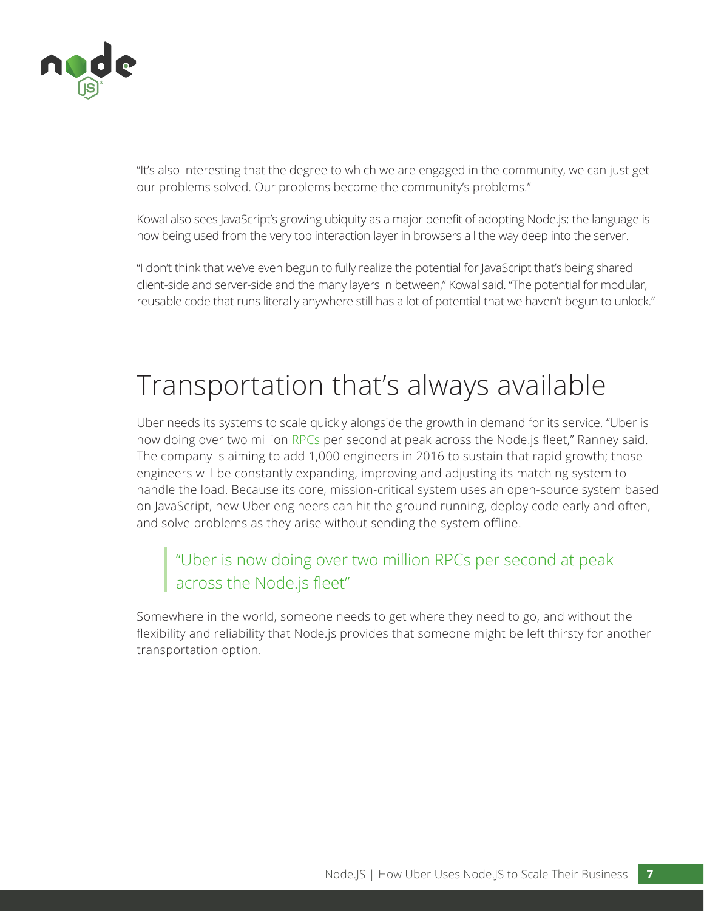"It's also interesting that the degree to which we are engaged in the community, we can just get our problems solved. Our problems become the community's problems."

Kowal also sees JavaScript's growing ubiquity as a major benefit of adopting Node.js; the language is now being used from the very top interaction layer in browsers all the way deep into the server.

"I don't think that we've even begun to fully realize the potential for JavaScript that's being shared client-side and server-side and the many layers in between," Kowal said. "The potential for modular, reusable code that runs literally anywhere still has a lot of potential that we haven't begun to unlock."

## Transportation that's always available

Uber needs its systems to scale quickly alongside the growth in demand for its service. "Uber is now doing over two million RPCs per second at peak across the Node.js fleet," Ranney said. The company is aiming to add 1,000 engineers in 2016 to sustain that rapid growth; those engineers will be constantly expanding, improving and adjusting its matching system to handle the load. Because its core, mission-critical system uses an open-source system based on JavaScript, new Uber engineers can hit the ground running, deploy code early and often, and solve problems as they arise without sending the system offline.

> "Uber is now doing over two million RPCs per second at peak across the Node.js fleet"

Somewhere in the world, someone needs to get where they need to go, and without the flexibility and reliability that Node.js provides that someone might be left thirsty for another transportation option.